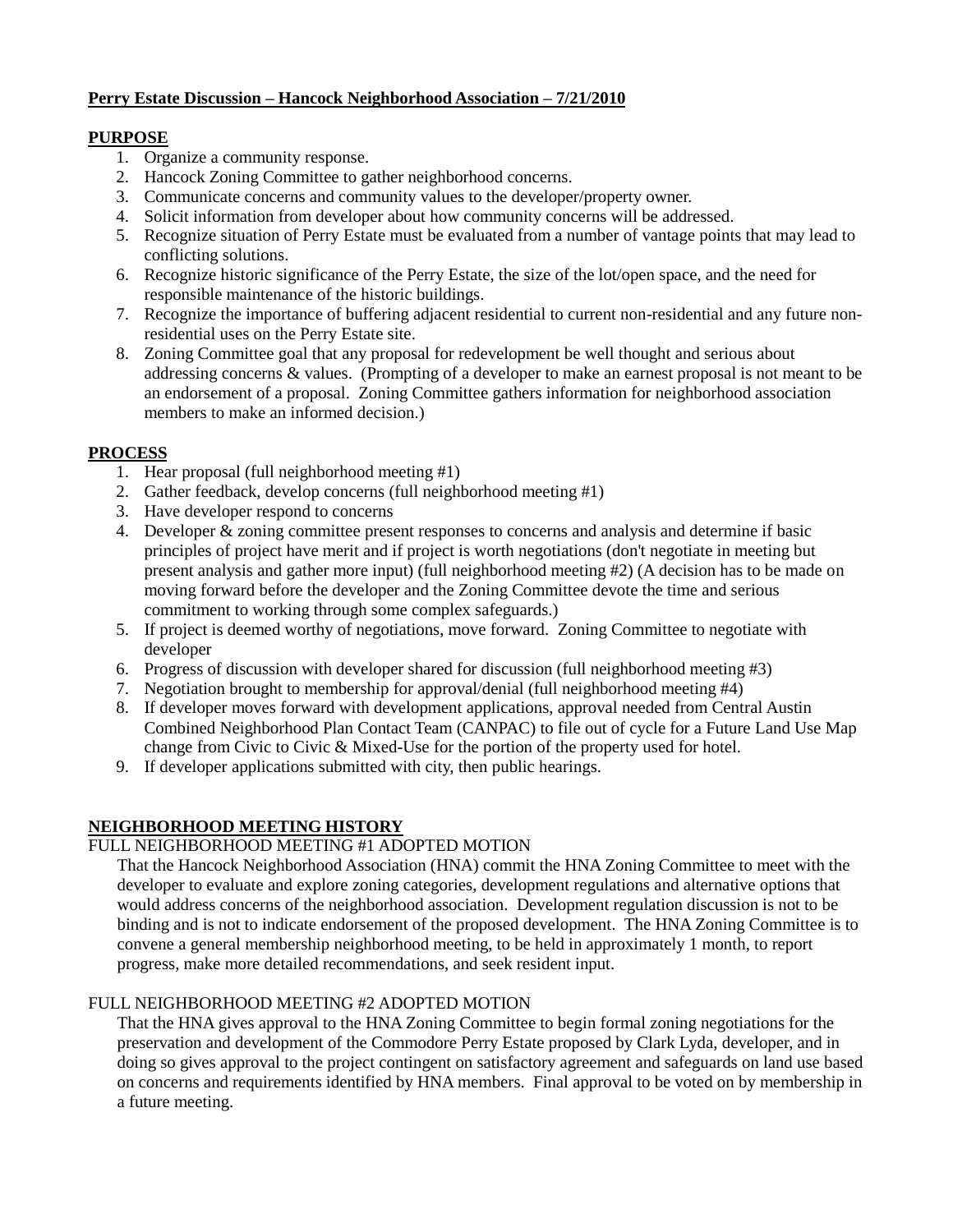**Perry Estate Discussion – Hancock Neighborhood Association – 7/21/2010**

## PURPOSE

1. Organize a community response.
2. Hancock Zoning Committee to gather neighborhood concerns.
3. Communicate concerns and community values to the developer/property owner.
4. Solicit information from developer about how community concerns will be addressed.
5. Recognize situation of Perry Estate must be evaluated from a number of vantage points that may lead to conflicting solutions.
6. Recognize historic significance of the Perry Estate, the size of the lot/open space, and the need for responsible maintenance of the historic buildings.
7. Recognize the importance of buffering adjacent residential to current non-residential and any future non-residential uses on the Perry Estate site.
8. Zoning Committee goal that any proposal for redevelopment be well thought and serious about addressing concerns & values. (Prompting of a developer to make an earnest proposal is not meant to be an endorsement of a proposal. Zoning Committee gathers information for neighborhood association members to make an informed decision.)

## PROCESS

1. Hear proposal (full neighborhood meeting #1)
2. Gather feedback, develop concerns (full neighborhood meeting #1)
3. Have developer respond to concerns
4. Developer & zoning committee present responses to concerns and analysis and determine if basic principles of project have merit and if project is worth negotiations (don't negotiate in meeting but present analysis and gather more input) (full neighborhood meeting #2) (A decision has to be made on moving forward before the developer and the Zoning Committee devote the time and serious commitment to working through some complex safeguards.)
5. If project is deemed worthy of negotiations, move forward. Zoning Committee to negotiate with developer
6. Progress of discussion with developer shared for discussion (full neighborhood meeting #3)
7. Negotiation brought to membership for approval/denial (full neighborhood meeting #4)
8. If developer moves forward with development applications, approval needed from Central Austin Combined Neighborhood Plan Contact Team (CANPAC) to file out of cycle for a Future Land Use Map change from Civic to Civic & Mixed-Use for the portion of the property used for hotel.
9. If developer applications submitted with city, then public hearings.

## NEIGHBORHOOD MEETING HISTORY

FULL NEIGHBORHOOD MEETING #1 ADOPTED MOTION

That the Hancock Neighborhood Association (HNA) commit the HNA Zoning Committee to meet with the developer to evaluate and explore zoning categories, development regulations and alternative options that would address concerns of the neighborhood association. Development regulation discussion is not to be binding and is not to indicate endorsement of the proposed development. The HNA Zoning Committee is to convene a general membership neighborhood meeting, to be held in approximately 1 month, to report progress, make more detailed recommendations, and seek resident input.

FULL NEIGHBORHOOD MEETING #2 ADOPTED MOTION

That the HNA gives approval to the HNA Zoning Committee to begin formal zoning negotiations for the preservation and development of the Commodore Perry Estate proposed by Clark Lyda, developer, and in doing so gives approval to the project contingent on satisfactory agreement and safeguards on land use based on concerns and requirements identified by HNA members. Final approval to be voted on by membership in a future meeting.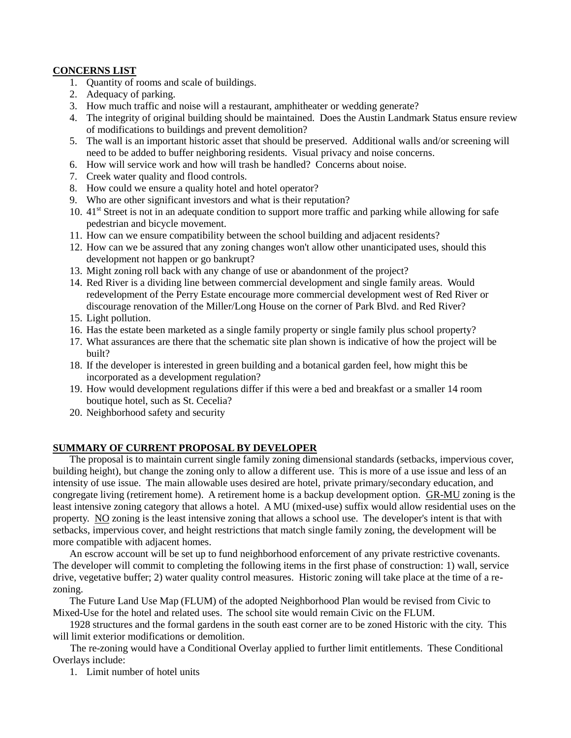**CONCERNS LIST**

1. Quantity of rooms and scale of buildings.
2. Adequacy of parking.
3. How much traffic and noise will a restaurant, amphitheater or wedding generate?
4. The integrity of original building should be maintained. Does the Austin Landmark Status ensure review of modifications to buildings and prevent demolition?
5. The wall is an important historic asset that should be preserved. Additional walls and/or screening will need to be added to buffer neighboring residents. Visual privacy and noise concerns.
6. How will service work and how will trash be handled? Concerns about noise.
7. Creek water quality and flood controls.
8. How could we ensure a quality hotel and hotel operator?
9. Who are other significant investors and what is their reputation?
10. 41st Street is not in an adequate condition to support more traffic and parking while allowing for safe pedestrian and bicycle movement.
11. How can we ensure compatibility between the school building and adjacent residents?
12. How can we be assured that any zoning changes won't allow other unanticipated uses, should this development not happen or go bankrupt?
13. Might zoning roll back with any change of use or abandonment of the project?
14. Red River is a dividing line between commercial development and single family areas. Would redevelopment of the Perry Estate encourage more commercial development west of Red River or discourage renovation of the Miller/Long House on the corner of Park Blvd. and Red River?
15. Light pollution.
16. Has the estate been marketed as a single family property or single family plus school property?
17. What assurances are there that the schematic site plan shown is indicative of how the project will be built?
18. If the developer is interested in green building and a botanical garden feel, how might this be incorporated as a development regulation?
19. How would development regulations differ if this were a bed and breakfast or a smaller 14 room boutique hotel, such as St. Cecelia?
20. Neighborhood safety and security

**SUMMARY OF CURRENT PROPOSAL BY DEVELOPER**

The proposal is to maintain current single family zoning dimensional standards (setbacks, impervious cover, building height), but change the zoning only to allow a different use. This is more of a use issue and less of an intensity of use issue. The main allowable uses desired are hotel, private primary/secondary education, and congregate living (retirement home). A retirement home is a backup development option. GR-MU zoning is the least intensive zoning category that allows a hotel. A MU (mixed-use) suffix would allow residential uses on the property. NO zoning is the least intensive zoning that allows a school use. The developer's intent is that with setbacks, impervious cover, and height restrictions that match single family zoning, the development will be more compatible with adjacent homes.

An escrow account will be set up to fund neighborhood enforcement of any private restrictive covenants. The developer will commit to completing the following items in the first phase of construction: 1) wall, service drive, vegetative buffer; 2) water quality control measures. Historic zoning will take place at the time of a re-zoning.

The Future Land Use Map (FLUM) of the adopted Neighborhood Plan would be revised from Civic to Mixed-Use for the hotel and related uses. The school site would remain Civic on the FLUM.

1928 structures and the formal gardens in the south east corner are to be zoned Historic with the city. This will limit exterior modifications or demolition.

The re-zoning would have a Conditional Overlay applied to further limit entitlements. These Conditional Overlays include:

1. Limit number of hotel units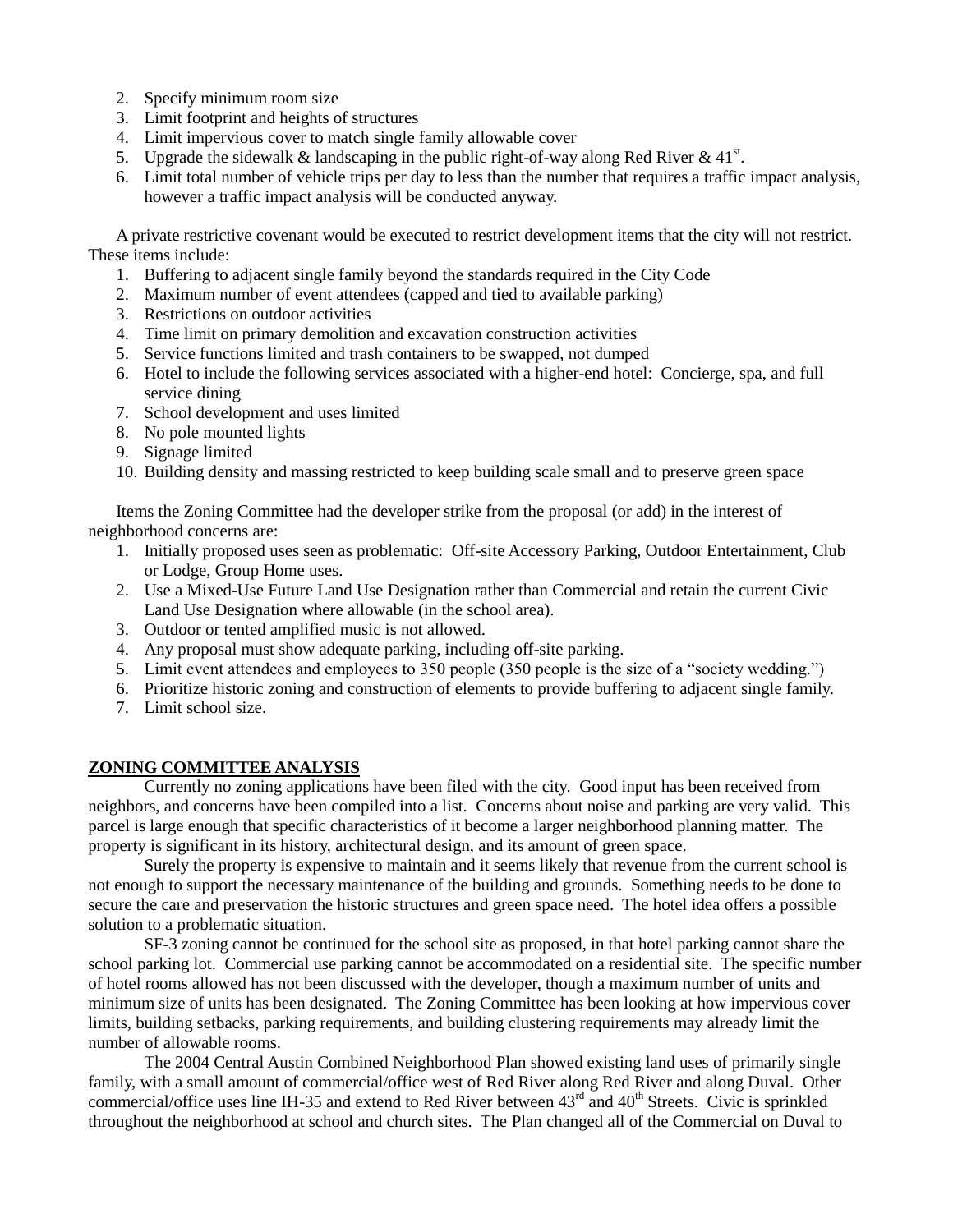2. Specify minimum room size
3. Limit footprint and heights of structures
4. Limit impervious cover to match single family allowable cover
5. Upgrade the sidewalk & landscaping in the public right-of-way along Red River & 41st.
6. Limit total number of vehicle trips per day to less than the number that requires a traffic impact analysis, however a traffic impact analysis will be conducted anyway.

A private restrictive covenant would be executed to restrict development items that the city will not restrict. These items include:

1. Buffering to adjacent single family beyond the standards required in the City Code
2. Maximum number of event attendees (capped and tied to available parking)
3. Restrictions on outdoor activities
4. Time limit on primary demolition and excavation construction activities
5. Service functions limited and trash containers to be swapped, not dumped
6. Hotel to include the following services associated with a higher-end hotel: Concierge, spa, and full service dining
7. School development and uses limited
8. No pole mounted lights
9. Signage limited
10. Building density and massing restricted to keep building scale small and to preserve green space

Items the Zoning Committee had the developer strike from the proposal (or add) in the interest of neighborhood concerns are:

1. Initially proposed uses seen as problematic: Off-site Accessory Parking, Outdoor Entertainment, Club or Lodge, Group Home uses.
2. Use a Mixed-Use Future Land Use Designation rather than Commercial and retain the current Civic Land Use Designation where allowable (in the school area).
3. Outdoor or tented amplified music is not allowed.
4. Any proposal must show adequate parking, including off-site parking.
5. Limit event attendees and employees to 350 people (350 people is the size of a "society wedding.")
6. Prioritize historic zoning and construction of elements to provide buffering to adjacent single family.
7. Limit school size.

## ZONING COMMITTEE ANALYSIS

Currently no zoning applications have been filed with the city. Good input has been received from neighbors, and concerns have been compiled into a list. Concerns about noise and parking are very valid. This parcel is large enough that specific characteristics of it become a larger neighborhood planning matter. The property is significant in its history, architectural design, and its amount of green space.

Surely the property is expensive to maintain and it seems likely that revenue from the current school is not enough to support the necessary maintenance of the building and grounds. Something needs to be done to secure the care and preservation the historic structures and green space need. The hotel idea offers a possible solution to a problematic situation.

SF-3 zoning cannot be continued for the school site as proposed, in that hotel parking cannot share the school parking lot. Commercial use parking cannot be accommodated on a residential site. The specific number of hotel rooms allowed has not been discussed with the developer, though a maximum number of units and minimum size of units has been designated. The Zoning Committee has been looking at how impervious cover limits, building setbacks, parking requirements, and building clustering requirements may already limit the number of allowable rooms.

The 2004 Central Austin Combined Neighborhood Plan showed existing land uses of primarily single family, with a small amount of commercial/office west of Red River along Red River and along Duval. Other commercial/office uses line IH-35 and extend to Red River between 43rd and 40th Streets. Civic is sprinkled throughout the neighborhood at school and church sites. The Plan changed all of the Commercial on Duval to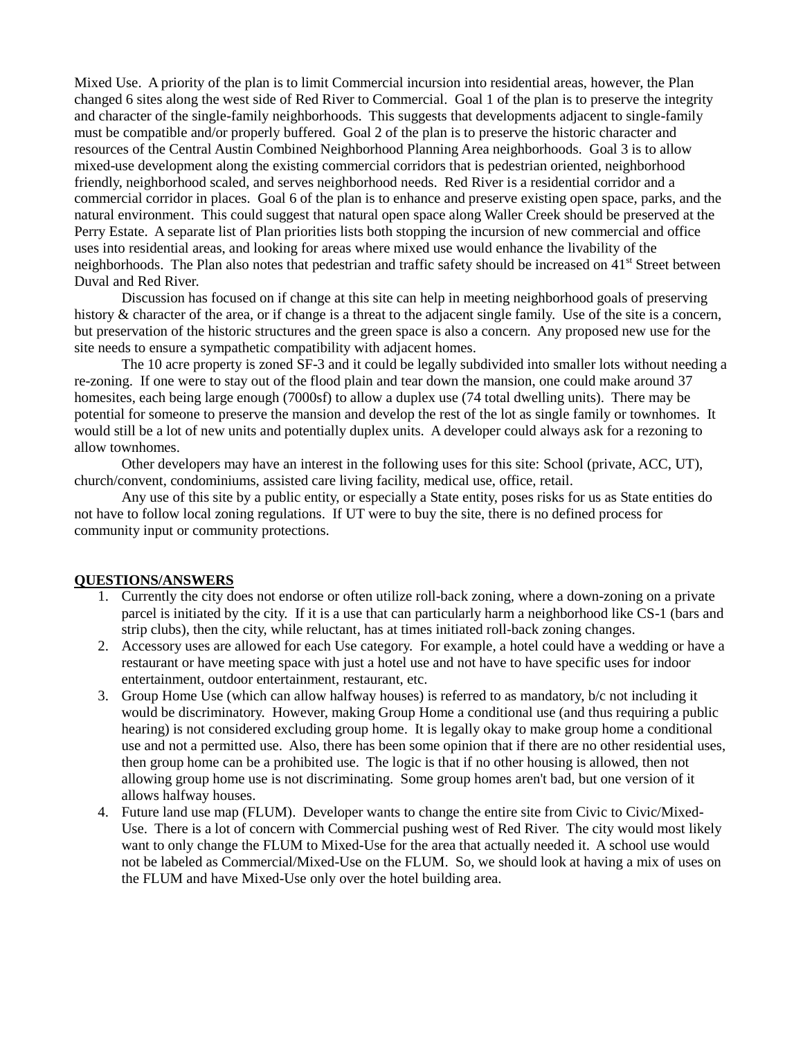Mixed Use. A priority of the plan is to limit Commercial incursion into residential areas, however, the Plan changed 6 sites along the west side of Red River to Commercial. Goal 1 of the plan is to preserve the integrity and character of the single-family neighborhoods. This suggests that developments adjacent to single-family must be compatible and/or properly buffered. Goal 2 of the plan is to preserve the historic character and resources of the Central Austin Combined Neighborhood Planning Area neighborhoods. Goal 3 is to allow mixed-use development along the existing commercial corridors that is pedestrian oriented, neighborhood friendly, neighborhood scaled, and serves neighborhood needs. Red River is a residential corridor and a commercial corridor in places. Goal 6 of the plan is to enhance and preserve existing open space, parks, and the natural environment. This could suggest that natural open space along Waller Creek should be preserved at the Perry Estate. A separate list of Plan priorities lists both stopping the incursion of new commercial and office uses into residential areas, and looking for areas where mixed use would enhance the livability of the neighborhoods. The Plan also notes that pedestrian and traffic safety should be increased on 41st Street between Duval and Red River.

Discussion has focused on if change at this site can help in meeting neighborhood goals of preserving history & character of the area, or if change is a threat to the adjacent single family. Use of the site is a concern, but preservation of the historic structures and the green space is also a concern. Any proposed new use for the site needs to ensure a sympathetic compatibility with adjacent homes.

The 10 acre property is zoned SF-3 and it could be legally subdivided into smaller lots without needing a re-zoning. If one were to stay out of the flood plain and tear down the mansion, one could make around 37 homesites, each being large enough (7000sf) to allow a duplex use (74 total dwelling units). There may be potential for someone to preserve the mansion and develop the rest of the lot as single family or townhomes. It would still be a lot of new units and potentially duplex units. A developer could always ask for a rezoning to allow townhomes.

Other developers may have an interest in the following uses for this site: School (private, ACC, UT), church/convent, condominiums, assisted care living facility, medical use, office, retail.

Any use of this site by a public entity, or especially a State entity, poses risks for us as State entities do not have to follow local zoning regulations. If UT were to buy the site, there is no defined process for community input or community protections.

## QUESTIONS/ANSWERS

1. Currently the city does not endorse or often utilize roll-back zoning, where a down-zoning on a private parcel is initiated by the city. If it is a use that can particularly harm a neighborhood like CS-1 (bars and strip clubs), then the city, while reluctant, has at times initiated roll-back zoning changes.
2. Accessory uses are allowed for each Use category. For example, a hotel could have a wedding or have a restaurant or have meeting space with just a hotel use and not have to have specific uses for indoor entertainment, outdoor entertainment, restaurant, etc.
3. Group Home Use (which can allow halfway houses) is referred to as mandatory, b/c not including it would be discriminatory. However, making Group Home a conditional use (and thus requiring a public hearing) is not considered excluding group home. It is legally okay to make group home a conditional use and not a permitted use. Also, there has been some opinion that if there are no other residential uses, then group home can be a prohibited use. The logic is that if no other housing is allowed, then not allowing group home use is not discriminating. Some group homes aren't bad, but one version of it allows halfway houses.
4. Future land use map (FLUM). Developer wants to change the entire site from Civic to Civic/Mixed-Use. There is a lot of concern with Commercial pushing west of Red River. The city would most likely want to only change the FLUM to Mixed-Use for the area that actually needed it. A school use would not be labeled as Commercial/Mixed-Use on the FLUM. So, we should look at having a mix of uses on the FLUM and have Mixed-Use only over the hotel building area.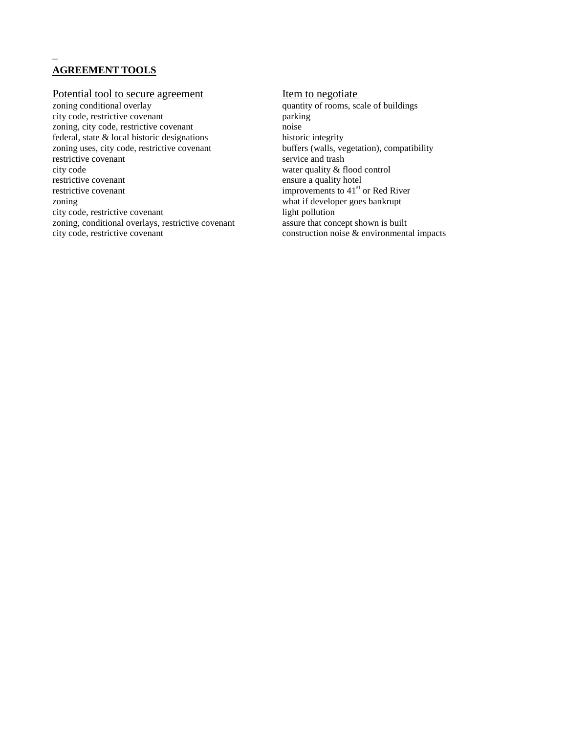## AGREEMENT TOOLS

| Potential tool to secure agreement | Item to negotiate |
| --- | --- |
| zoning conditional overlay | quantity of rooms, scale of buildings |
| city code, restrictive covenant | parking |
| zoning, city code, restrictive covenant | noise |
| federal, state & local historic designations | historic integrity |
| zoning uses, city code, restrictive covenant | buffers (walls, vegetation), compatibility |
| restrictive covenant | service and trash |
| city code | water quality & flood control |
| restrictive covenant | ensure a quality hotel |
| restrictive covenant | improvements to 41st or Red River |
| zoning | what if developer goes bankrupt |
| city code, restrictive covenant | light pollution |
| zoning, conditional overlays, restrictive covenant | assure that concept shown is built |
| city code, restrictive covenant | construction noise & environmental impacts |